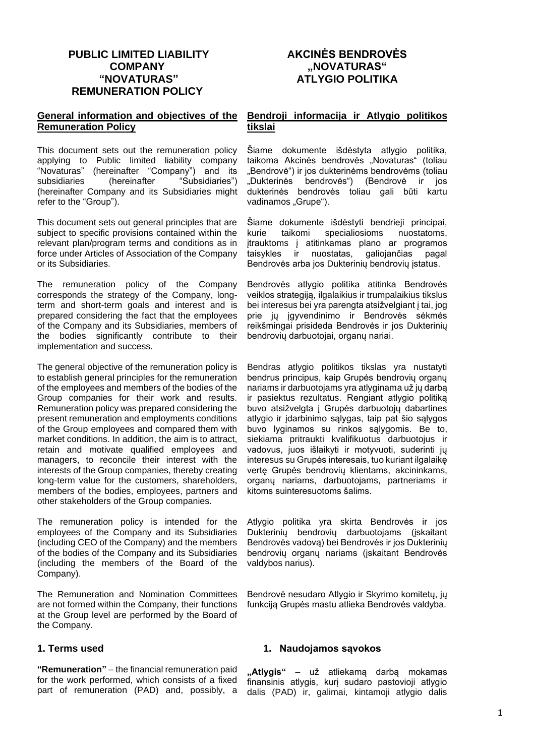# PUBLIC LIMITED LIABILITY COMPANY "NOVATURAS" REMUNERATION POLICY

## General information and objectives of the Remuneration Policy

This document sets out the remuneration policy applying to Public limited liability company "Novaturas" (hereinafter "Company") and its subsidiaries (hereinafter "Subsidiaries") (hereinafter Company and its Subsidiaries might refer to the "Group").

This document sets out general principles that are subject to specific provisions contained within the relevant plan/program terms and conditions as in force under Articles of Association of the Company or its Subsidiaries.

The remuneration policy of the Company corresponds the strategy of the Company, long-term and short-term goals and interest and is prepared considering the fact that the employees of the Company and its Subsidiaries, members of the bodies significantly contribute to their implementation and success.

The general objective of the remuneration policy is to establish general principles for the remuneration of the employees and members of the bodies of the Group companies for their work and results. Remuneration policy was prepared considering the present remuneration and employments conditions of the Group employees and compared them with market conditions. In addition, the aim is to attract, retain and motivate qualified employees and managers, to reconcile their interest with the interests of the Group companies, thereby creating long-term value for the customers, shareholders, members of the bodies, employees, partners and other stakeholders of the Group companies.

The remuneration policy is intended for the employees of the Company and its Subsidiaries (including CEO of the Company) and the members of the bodies of the Company and its Subsidiaries (including the members of the Board of the Company).

The Remuneration and Nomination Committees are not formed within the Company, their functions at the Group level are performed by the Board of the Company.

## 1. Terms used

**"Remuneration"** – the financial remuneration paid for the work performed, which consists of a fixed part of remuneration (PAD) and, possibly, a

# AKCINĖS BENDROVĖS „NOVATURAS" ATLYGIO POLITIKA

## Bendroji informacija ir Atlygio politikos tikslai

Šiame dokumente išdėstyta atlygio politika, taikoma Akcinės bendrovės „Novaturas" (toliau „Bendrovė") ir jos dukterinėms bendrovėms (toliau „Dukterinės bendrovės") (Bendrovė ir jos dukterinės bendrovės toliau gali būti kartu vadinamos „Grupe").

Šiame dokumente išdėstyti bendrieji principai, kurie taikomi specialiosioms nuostatoms, įtrauktoms į atitinkamas plano ar programos taisykles ir nuostatas, galiojančias pagal Bendrovės arba jos Dukterinių bendrovių įstatus.

Bendrovės atlygio politika atitinka Bendrovės veiklos strategiją, ilgalaikius ir trumpalaikius tikslus bei interesus bei yra parengta atsižvelgiant į tai, jog prie jų įgyvendinimo ir Bendrovės sėkmės reikšmingai prisideda Bendrovės ir jos Dukterinių bendrovių darbuotojai, organų nariai.

Bendras atlygio politikos tikslas yra nustatyti bendrus principus, kaip Grupės bendrovių organų nariams ir darbuotojams yra atlyginama už jų darbą ir pasiektus rezultatus. Rengiant atlygio politiką buvo atsižvelgta į Grupės darbuotojų dabartines atlygio ir įdarbinimo sąlygas, taip pat šio sąlygos buvo lyginamos su rinkos sąlygomis. Be to, siekiama pritraukti kvalifikuotus darbuotojus ir vadovus, juos išlaikyti ir motyvuoti, suderinti jų interesus su Grupės interesais, tuo kuriant ilgalaikę vertę Grupės bendrovių klientams, akcininkams, organų nariams, darbuotojams, partneriams ir kitoms suinteresuotoms šalims.

Atlygio politika yra skirta Bendrovės ir jos Dukterinių bendrovių darbuotojams (įskaitant Bendrovės vadovą) bei Bendrovės ir jos Dukterinių bendrovių organų nariams (įskaitant Bendrovės valdybos narius).

Bendrovė nesudaro Atlygio ir Skyrimo komitetų, jų funkciją Grupės mastu atlieka Bendrovės valdyba.

## 1. Naudojamos sąvokos

**„Atlygis"** – už atliekamą darbą mokamas finansinis atlygis, kurį sudaro pastovioji atlygio dalis (PAD) ir, galimai, kintamoji atlygio dalis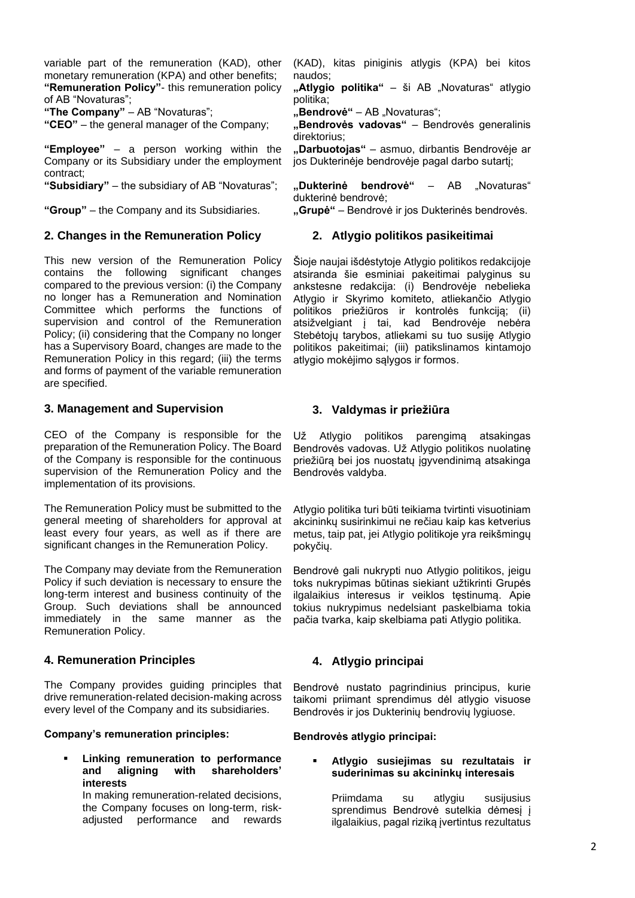variable part of the remuneration (KAD), other monetary remuneration (KPA) and other benefits;

**"Remuneration Policy"**- this remuneration policy of AB "Novaturas";

**"The Company"** – AB "Novaturas";

**"CEO"** – the general manager of the Company;

**"Employee"** – a person working within the Company or its Subsidiary under the employment contract;

**"Subsidiary"** – the subsidiary of AB "Novaturas";

**"Group"** – the Company and its Subsidiaries.

## 2. Changes in the Remuneration Policy

This new version of the Remuneration Policy contains the following significant changes compared to the previous version: (i) the Company no longer has a Remuneration and Nomination Committee which performs the functions of supervision and control of the Remuneration Policy; (ii) considering that the Company no longer has a Supervisory Board, changes are made to the Remuneration Policy in this regard; (iii) the terms and forms of payment of the variable remuneration are specified.

## 3. Management and Supervision

CEO of the Company is responsible for the preparation of the Remuneration Policy. The Board of the Company is responsible for the continuous supervision of the Remuneration Policy and the implementation of its provisions.

The Remuneration Policy must be submitted to the general meeting of shareholders for approval at least every four years, as well as if there are significant changes in the Remuneration Policy.

The Company may deviate from the Remuneration Policy if such deviation is necessary to ensure the long-term interest and business continuity of the Group. Such deviations shall be announced immediately in the same manner as the Remuneration Policy.

## 4. Remuneration Principles

The Company provides guiding principles that drive remuneration-related decision-making across every level of the Company and its subsidiaries.

**Company's remuneration principles:**

- **Linking remuneration to performance and aligning with shareholders' interests**

  In making remuneration-related decisions, the Company focuses on long-term, risk-adjusted performance and rewards

(KAD), kitas piniginis atlygis (KPA) bei kitos naudos;

**„Atlygio politika"** – ši AB „Novaturas" atlygio politika;

**„Bendrovė"** – AB „Novaturas";

**„Bendrovės vadovas"** – Bendrovės generalinis direktorius;

**„Darbuotojas"** – asmuo, dirbantis Bendrovėje ar jos Dukterinėje bendrovėje pagal darbo sutartį;

**„Dukterinė bendrovė"** – AB „Novaturas" dukterinė bendrovė;

**„Grupė"** – Bendrovė ir jos Dukterinės bendrovės.

## 2. Atlygio politikos pasikeitimai

Šioje naujai išdėstytoje Atlygio politikos redakcijoje atsiranda šie esminiai pakeitimai palyginus su ankstesne redakcija: (i) Bendrovėje nebelieka Atlygio ir Skyrimo komiteto, atliekančio Atlygio politikos priežiūros ir kontrolės funkciją; (ii) atsižvelgiant į tai, kad Bendrovėje nebėra Stebėtojų tarybos, atliekami su tuo susiję Atlygio politikos pakeitimai; (iii) patikslinamos kintamojo atlygio mokėjimo sąlygos ir formos.

## 3. Valdymas ir priežiūra

Už Atlygio politikos parengimą atsakingas Bendrovės vadovas. Už Atlygio politikos nuolatinę priežiūrą bei jos nuostatų įgyvendinimą atsakinga Bendrovės valdyba.

Atlygio politika turi būti teikiama tvirtinti visuotiniam akcininkų susirinkimui ne rečiau kaip kas ketverius metus, taip pat, jei Atlygio politikoje yra reikšmingų pokyčių.

Bendrovė gali nukrypti nuo Atlygio politikos, jeigu toks nukrypimas būtinas siekiant užtikrinti Grupės ilgalaikius interesus ir veiklos tęstinumą. Apie tokius nukrypimus nedelsiant paskelbiama tokia pačia tvarka, kaip skelbiama pati Atlygio politika.

## 4. Atlygio principai

Bendrovė nustato pagrindinius principus, kurie taikomi priimant sprendimus dėl atlygio visuose Bendrovės ir jos Dukterinių bendrovių lygiuose.

**Bendrovės atlygio principai:**

- **Atlygio susiejimas su rezultatais ir suderinimas su akcininkų interesais**

  Priimdama su atlygiu susijusius sprendimus Bendrovė sutelkia dėmesį į ilgalaikius, pagal riziką įvertintus rezultatus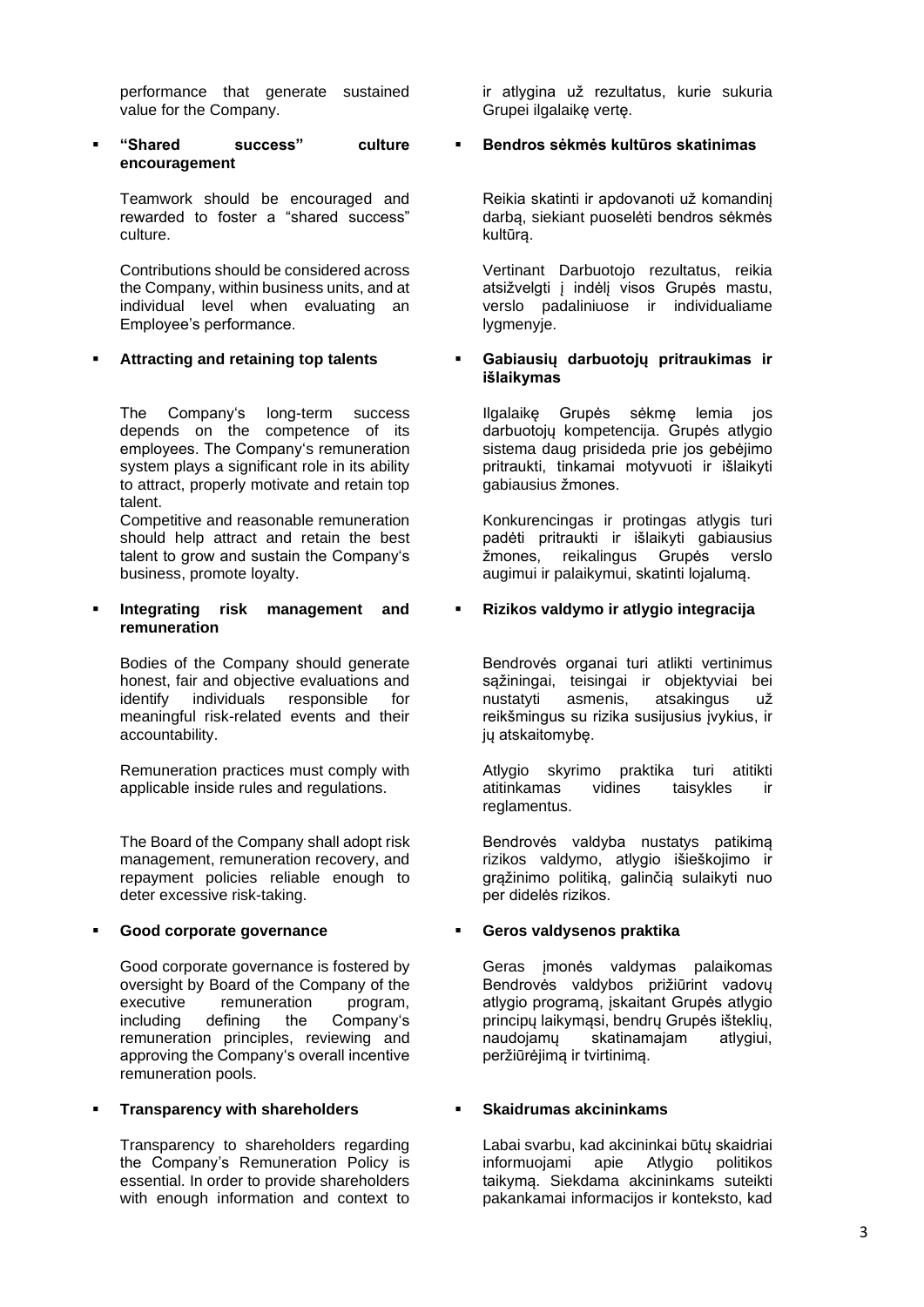performance that generate sustained value for the Company.

- **“Shared success” culture encouragement**

  Teamwork should be encouraged and rewarded to foster a “shared success” culture.

  Contributions should be considered across the Company, within business units, and at individual level when evaluating an Employee’s performance.

- **Attracting and retaining top talents**

  The Company‘s long-term success depends on the competence of its employees. The Company‘s remuneration system plays a significant role in its ability to attract, properly motivate and retain top talent.

  Competitive and reasonable remuneration should help attract and retain the best talent to grow and sustain the Company‘s business, promote loyalty.

- **Integrating risk management and remuneration**

  Bodies of the Company should generate honest, fair and objective evaluations and identify individuals responsible for meaningful risk-related events and their accountability.

  Remuneration practices must comply with applicable inside rules and regulations.

  The Board of the Company shall adopt risk management, remuneration recovery, and repayment policies reliable enough to deter excessive risk-taking.

- **Good corporate governance**

  Good corporate governance is fostered by oversight by Board of the Company of the executive remuneration program, including defining the Company‘s remuneration principles, reviewing and approving the Company‘s overall incentive remuneration pools.

- **Transparency with shareholders**

  Transparency to shareholders regarding the Company’s Remuneration Policy is essential. In order to provide shareholders with enough information and context to

ir atlygina už rezultatus, kurie sukuria Grupei ilgalaikę vertę.

- **Bendros sėkmės kultūros skatinimas**

  Reikia skatinti ir apdovanoti už komandinį darbą, siekiant puoselėti bendros sėkmės kultūrą.

  Vertinant Darbuotojo rezultatus, reikia atsižvelgti į indėlį visos Grupės mastu, verslo padaliniuose ir individualiame lygmenyje.

- **Gabiausių darbuotojų pritraukimas ir išlaikymas**

  Ilgalaikę Grupės sėkmę lemia jos darbuotojų kompetencija. Grupės atlygio sistema daug prisideda prie jos gebėjimo pritraukti, tinkamai motyvuoti ir išlaikyti gabiausius žmones.

  Konkurencingas ir protingas atlygis turi padėti pritraukti ir išlaikyti gabiausius žmones, reikalingus Grupės verslo augimui ir palaikymui, skatinti lojalumą.

- **Rizikos valdymo ir atlygio integracija**

  Bendrovės organai turi atlikti vertinimus sąžiningai, teisingai ir objektyviai bei nustatyti asmenis, atsakingus už reikšmingus su rizika susijusius įvykius, ir jų atskaitomybę.

  Atlygio skyrimo praktika turi atitikti atitinkamas vidines taisykles ir reglamentus.

  Bendrovės valdyba nustatys patikimą rizikos valdymo, atlygio išieškojimo ir grąžinimo politiką, galinčią sulaikyti nuo per didelės rizikos.

- **Geros valdysenos praktika**

  Geras įmonės valdymas palaikomas Bendrovės valdybos prižiūrint vadovų atlygio programą, įskaitant Grupės atlygio principų laikymąsi, bendrų Grupės išteklių, naudojamų skatinamajam atlygiui, peržiūrėjimą ir tvirtinimą.

- **Skaidrumas akcininkams**

  Labai svarbu, kad akcininkai būtų skaidriai informuojami apie Atlygio politikos taikymą. Siekdama akcininkams suteikti pakankamai informacijos ir konteksto, kad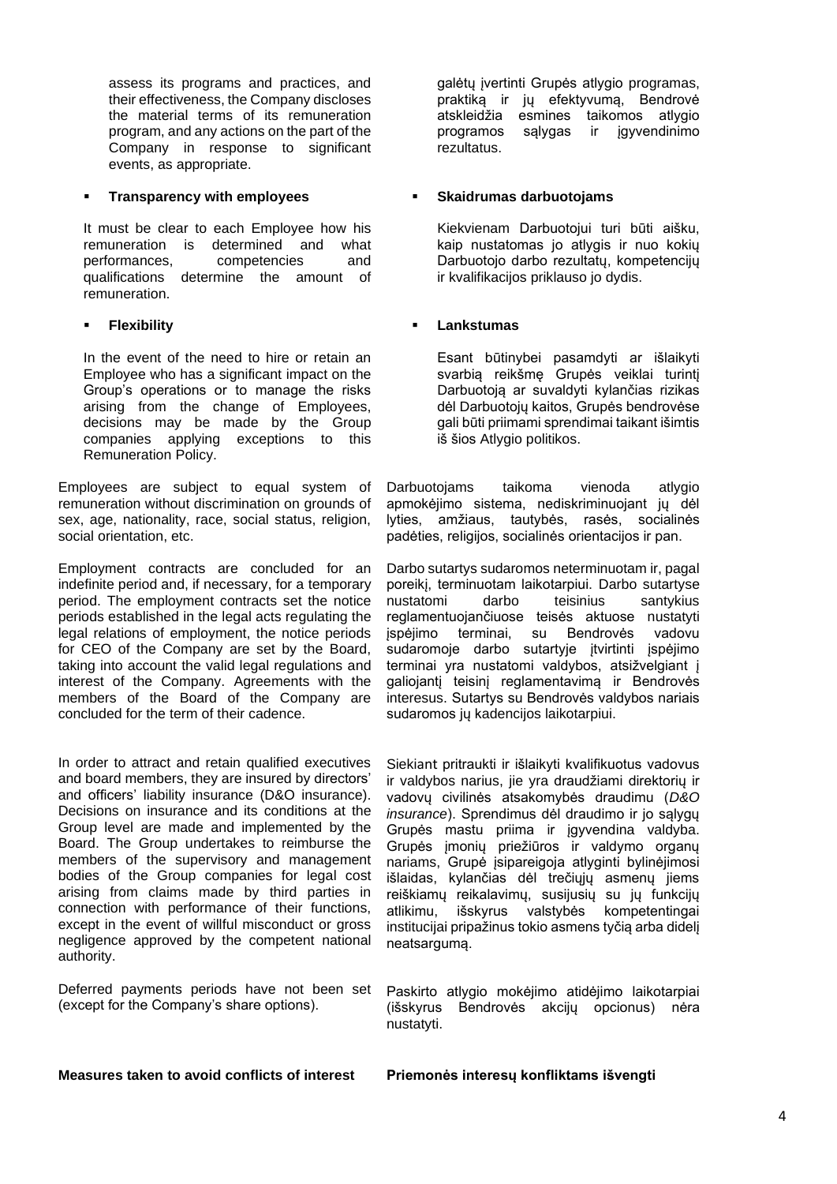assess its programs and practices, and their effectiveness, the Company discloses the material terms of its remuneration program, and any actions on the part of the Company in response to significant events, as appropriate.

galėtų įvertinti Grupės atlygio programas, praktiką ir jų efektyvumą, Bendrovė atskleidžia esmines taikomos atlygio programos sąlygas ir įgyvendinimo rezultatus.

- **Transparency with employees**

  It must be clear to each Employee how his remuneration is determined and what performances, competencies and qualifications determine the amount of remuneration.

- **Skaidrumas darbuotojams**

  Kiekvienam Darbuotojui turi būti aišku, kaip nustatomas jo atlygis ir nuo kokių Darbuotojo darbo rezultatų, kompetencijų ir kvalifikacijos priklauso jo dydis.

- **Flexibility**

  In the event of the need to hire or retain an Employee who has a significant impact on the Group's operations or to manage the risks arising from the change of Employees, decisions may be made by the Group companies applying exceptions to this Remuneration Policy.

- **Lankstumas**

  Esant būtinybei pasamdyti ar išlaikyti svarbią reikšmę Grupės veiklai turintį Darbuotoją ar suvaldyti kylančias rizikas dėl Darbuotojų kaitos, Grupės bendrovėse gali būti priimami sprendimai taikant išimtis iš šios Atlygio politikos.

Employees are subject to equal system of remuneration without discrimination on grounds of sex, age, nationality, race, social status, religion, social orientation, etc.

Darbuotojams taikoma vienoda atlygio apmokėjimo sistema, nediskriminuojant jų dėl lyties, amžiaus, tautybės, rasės, socialinės padėties, religijos, socialinės orientacijos ir pan.

Employment contracts are concluded for an indefinite period and, if necessary, for a temporary period. The employment contracts set the notice periods established in the legal acts regulating the legal relations of employment, the notice periods for CEO of the Company are set by the Board, taking into account the valid legal regulations and interest of the Company. Agreements with the members of the Board of the Company are concluded for the term of their cadence.

Darbo sutartys sudaromos neterminuotam ir, pagal poreikį, terminuotam laikotarpiui. Darbo sutartyse nustatomi darbo teisinius santykius reglamentuojančiuose teisės aktuose nustatyti įspėjimo terminai, su Bendrovės vadovu sudaromoje darbo sutartyje įtvirtinti įspėjimo terminai yra nustatomi valdybos, atsižvelgiant į galiojantį teisinį reglamentavimą ir Bendrovės interesus. Sutartys su Bendrovės valdybos nariais sudaromos jų kadencijos laikotarpiui.

In order to attract and retain qualified executives and board members, they are insured by directors' and officers' liability insurance (D&O insurance). Decisions on insurance and its conditions at the Group level are made and implemented by the Board. The Group undertakes to reimburse the members of the supervisory and management bodies of the Group companies for legal cost arising from claims made by third parties in connection with performance of their functions, except in the event of willful misconduct or gross negligence approved by the competent national authority.

Siekiant pritraukti ir išlaikyti kvalifikuotus vadovus ir valdybos narius, jie yra draudžiami direktorių ir vadovų civilinės atsakomybės draudimu (*D&O insurance*). Sprendimus dėl draudimo ir jo sąlygų Grupės mastu priima ir įgyvendina valdyba. Grupės įmonių priežiūros ir valdymo organų nariams, Grupė įsipareigoja atlyginti bylinėjimosi išlaidas, kylančias dėl trečiųjų asmenų jiems reiškiamų reikalavimų, susijusių su jų funkcijų atlikimu, išskyrus valstybės kompetentingai institucijai pripažinus tokio asmens tyčią arba didelį neatsargumą.

Deferred payments periods have not been set (except for the Company's share options).

Paskirto atlygio mokėjimo atidėjimo laikotarpiai (išskyrus Bendrovės akcijų opcionus) nėra nustatyti.

**Measures taken to avoid conflicts of interest**

**Priemonės interesų konfliktams išvengti**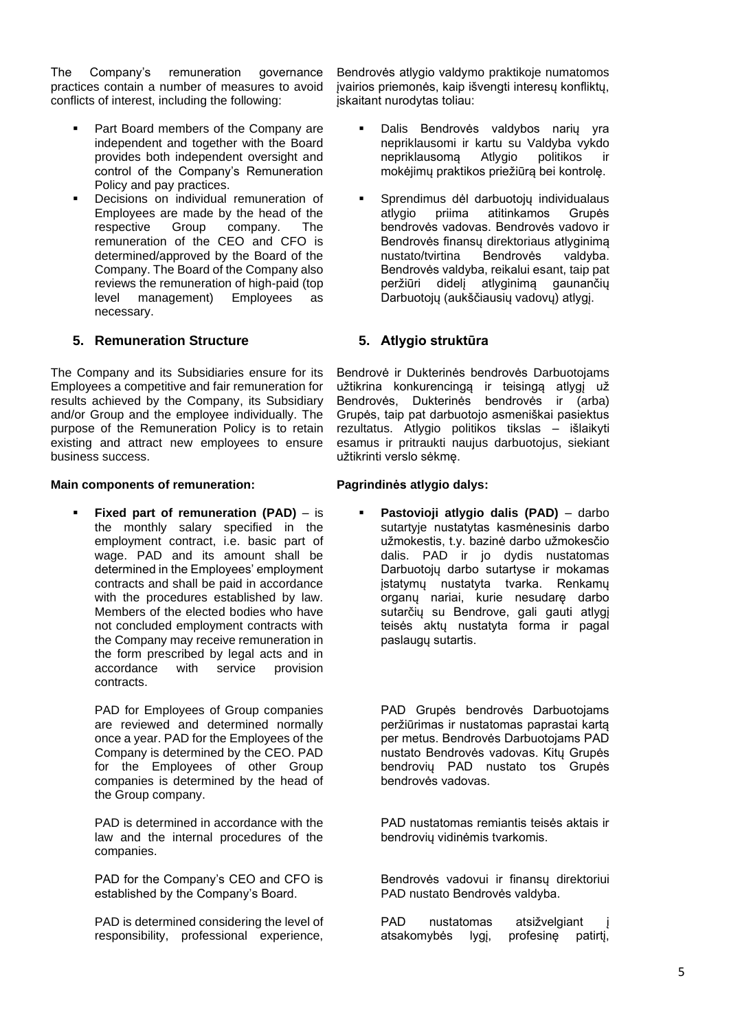The Company's remuneration governance practices contain a number of measures to avoid conflicts of interest, including the following:

- Part Board members of the Company are independent and together with the Board provides both independent oversight and control of the Company's Remuneration Policy and pay practices.
- Decisions on individual remuneration of Employees are made by the head of the respective Group company. The remuneration of the CEO and CFO is determined/approved by the Board of the Company. The Board of the Company also reviews the remuneration of high-paid (top level management) Employees as necessary.

Bendrovės atlygio valdymo praktikoje numatomos įvairios priemonės, kaip išvengti interesų konfliktų, įskaitant nurodytas toliau:

- Dalis Bendrovės valdybos narių yra nepriklausomi ir kartu su Valdyba vykdo nepriklausomą Atlygio politikos ir mokėjimų praktikos priežiūrą bei kontrolę.
- Sprendimus dėl darbuotojų individualaus atlygio priima atitinkamos Grupės bendrovės vadovas. Bendrovės vadovo ir Bendrovės finansų direktoriaus atlyginimą nustato/tvirtina Bendrovės valdyba. Bendrovės valdyba, reikalui esant, taip pat peržiūri didelį atlyginimą gaunančių Darbuotojų (aukščiausių vadovų) atlygį.

## 5. Remuneration Structure

The Company and its Subsidiaries ensure for its Employees a competitive and fair remuneration for results achieved by the Company, its Subsidiary and/or Group and the employee individually. The purpose of the Remuneration Policy is to retain existing and attract new employees to ensure business success.

**Main components of remuneration:**

- **Fixed part of remuneration (PAD)** – is the monthly salary specified in the employment contract, i.e. basic part of wage. PAD and its amount shall be determined in the Employees' employment contracts and shall be paid in accordance with the procedures established by law. Members of the elected bodies who have not concluded employment contracts with the Company may receive remuneration in the form prescribed by legal acts and in accordance with service provision contracts.

  PAD for Employees of Group companies are reviewed and determined normally once a year. PAD for the Employees of the Company is determined by the CEO. PAD for the Employees of other Group companies is determined by the head of the Group company.

  PAD is determined in accordance with the law and the internal procedures of the companies.

  PAD for the Company's CEO and CFO is established by the Company's Board.

  PAD is determined considering the level of responsibility, professional experience,

## 5. Atlygio struktūra

Bendrovė ir Dukterinės bendrovės Darbuotojams užtikrina konkurencingą ir teisingą atlygį už Bendrovės, Dukterinės bendrovės ir (arba) Grupės, taip pat darbuotojo asmeniškai pasiektus rezultatus. Atlygio politikos tikslas – išlaikyti esamus ir pritraukti naujus darbuotojus, siekiant užtikrinti verslo sėkmę.

**Pagrindinės atlygio dalys:**

- **Pastovioji atlygio dalis (PAD)** – darbo sutartyje nustatytas kasmėnesinis darbo užmokestis, t.y. bazinė darbo užmokesčio dalis. PAD ir jo dydis nustatomas Darbuotojų darbo sutartyse ir mokamas įstatymų nustatyta tvarka. Renkamų organų nariai, kurie nesudarę darbo sutarčių su Bendrove, gali gauti atlygį teisės aktų nustatyta forma ir pagal paslaugų sutartis.

  PAD Grupės bendrovės Darbuotojams peržiūrimas ir nustatomas paprastai kartą per metus. Bendrovės Darbuotojams PAD nustato Bendrovės vadovas. Kitų Grupės bendrovių PAD nustato tos Grupės bendrovės vadovas.

  PAD nustatomas remiantis teisės aktais ir bendrovių vidinėmis tvarkomis.

  Bendrovės vadovui ir finansų direktoriui PAD nustato Bendrovės valdyba.

  PAD nustatomas atsižvelgiant į atsakomybės lygį, profesinę patirtį,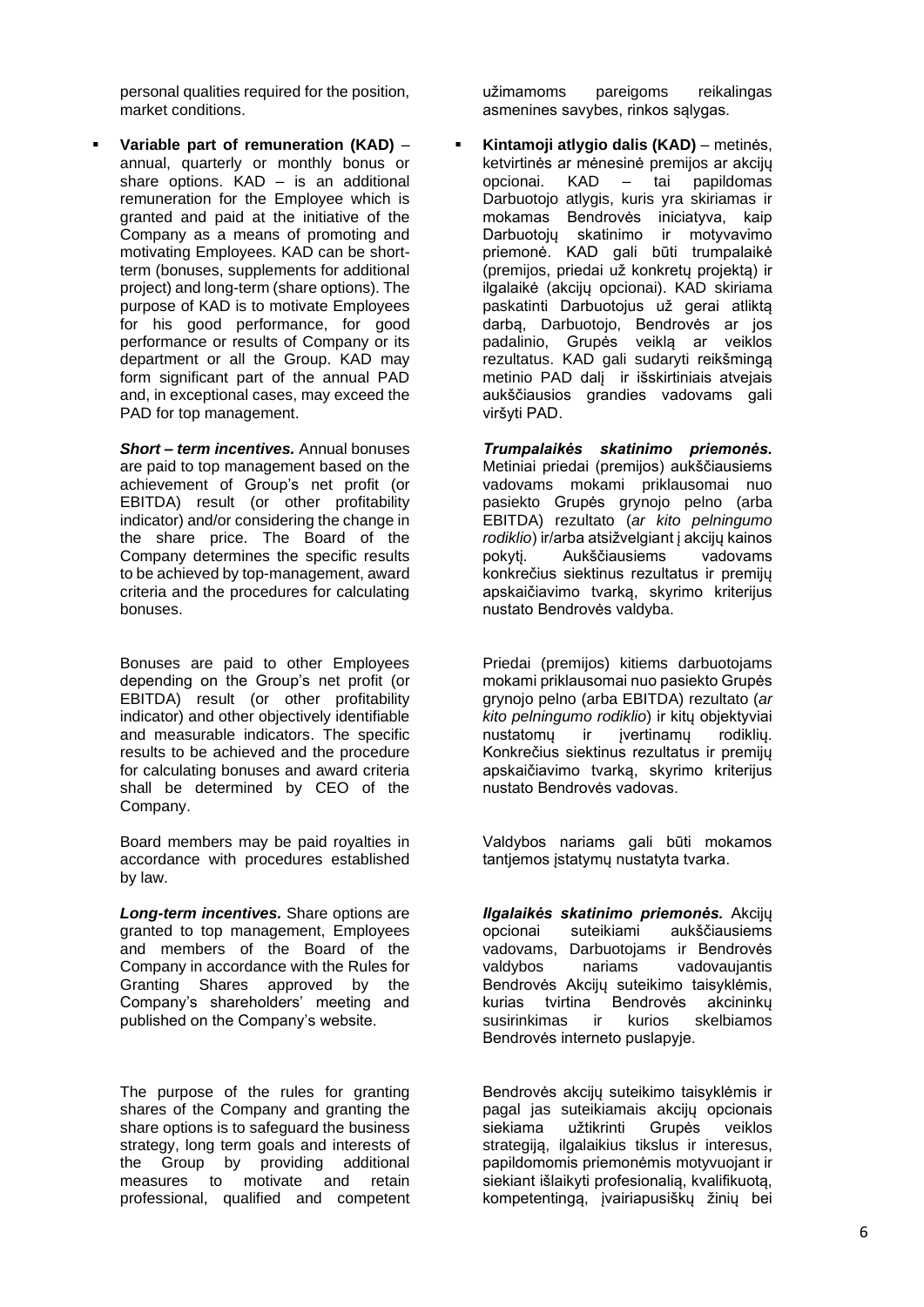personal qualities required for the position, market conditions.

- **Variable part of remuneration (KAD)** – annual, quarterly or monthly bonus or share options. KAD – is an additional remuneration for the Employee which is granted and paid at the initiative of the Company as a means of promoting and motivating Employees. KAD can be short-term (bonuses, supplements for additional project) and long-term (share options). The purpose of KAD is to motivate Employees for his good performance, for good performance or results of Company or its department or all the Group. KAD may form significant part of the annual PAD and, in exceptional cases, may exceed the PAD for top management.

  ***Short – term incentives.*** Annual bonuses are paid to top management based on the achievement of Group's net profit (or EBITDA) result (or other profitability indicator) and/or considering the change in the share price. The Board of the Company determines the specific results to be achieved by top-management, award criteria and the procedures for calculating bonuses.

  Bonuses are paid to other Employees depending on the Group's net profit (or EBITDA) result (or other profitability indicator) and other objectively identifiable and measurable indicators. The specific results to be achieved and the procedure for calculating bonuses and award criteria shall be determined by CEO of the Company.

  Board members may be paid royalties in accordance with procedures established by law.

  ***Long-term incentives.*** Share options are granted to top management, Employees and members of the Board of the Company in accordance with the Rules for Granting Shares approved by the Company's shareholders' meeting and published on the Company's website.

  The purpose of the rules for granting shares of the Company and granting the share options is to safeguard the business strategy, long term goals and interests of the Group by providing additional measures to motivate and retain professional, qualified and competent

užimamoms pareigoms reikalingas asmenines savybes, rinkos sąlygas.

- **Kintamoji atlygio dalis (KAD)** – metinės, ketvirtinės ar mėnesinė premijos ar akcijų opcionai. KAD – tai papildomas Darbuotojo atlygis, kuris yra skiriamas ir mokamas Bendrovės iniciatyva, kaip Darbuotojų skatinimo ir motyvavimo priemonė. KAD gali būti trumpalaikė (premijos, priedai už konkretų projektą) ir ilgalaikė (akcijų opcionai). KAD skiriama paskatinti Darbuotojus už gerai atliktą darbą, Darbuotojo, Bendrovės ar jos padalinio, Grupės veiklą ar veiklos rezultatus. KAD gali sudaryti reikšmingą metinio PAD dalį ir išskirtiniais atvejais aukščiausios grandies vadovams gali viršyti PAD.

  ***Trumpalaikės skatinimo priemonės.*** Metiniai priedai (premijos) aukščiausiems vadovams mokami priklausomai nuo pasiekto Grupės grynojo pelno (arba EBITDA) rezultato (*ar kito pelningumo rodiklio*) ir/arba atsižvelgiant į akcijų kainos pokytį. Aukščiausiems vadovams konkrečius siektinus rezultatus ir premijų apskaičiavimo tvarką, skyrimo kriterijus nustato Bendrovės valdyba.

  Priedai (premijos) kitiems darbuotojams mokami priklausomai nuo pasiekto Grupės grynojo pelno (arba EBITDA) rezultato (*ar kito pelningumo rodiklio*) ir kitų objektyviai nustatomų ir įvertinamų rodiklių. Konkrečius siektinus rezultatus ir premijų apskaičiavimo tvarką, skyrimo kriterijus nustato Bendrovės vadovas.

  Valdybos nariams gali būti mokamos tantjemos įstatymų nustatyta tvarka.

  ***Ilgalaikės skatinimo priemonės.*** Akcijų opcionai suteikiami aukščiausiems vadovams, Darbuotojams ir Bendrovės valdybos nariams vadovaujantis Bendrovės Akcijų suteikimo taisyklėmis, kurias tvirtina Bendrovės akcininkų susirinkimas ir kurios skelbiamos Bendrovės interneto puslapyje.

  Bendrovės akcijų suteikimo taisyklėmis ir pagal jas suteikiamais akcijų opcionais siekiama užtikrinti Grupės veiklos strategiją, ilgalaikius tikslus ir interesus, papildomomis priemonėmis motyvuojant ir siekiant išlaikyti profesionalią, kvalifikuotą, kompetentingą, įvairiapusiškų žinių bei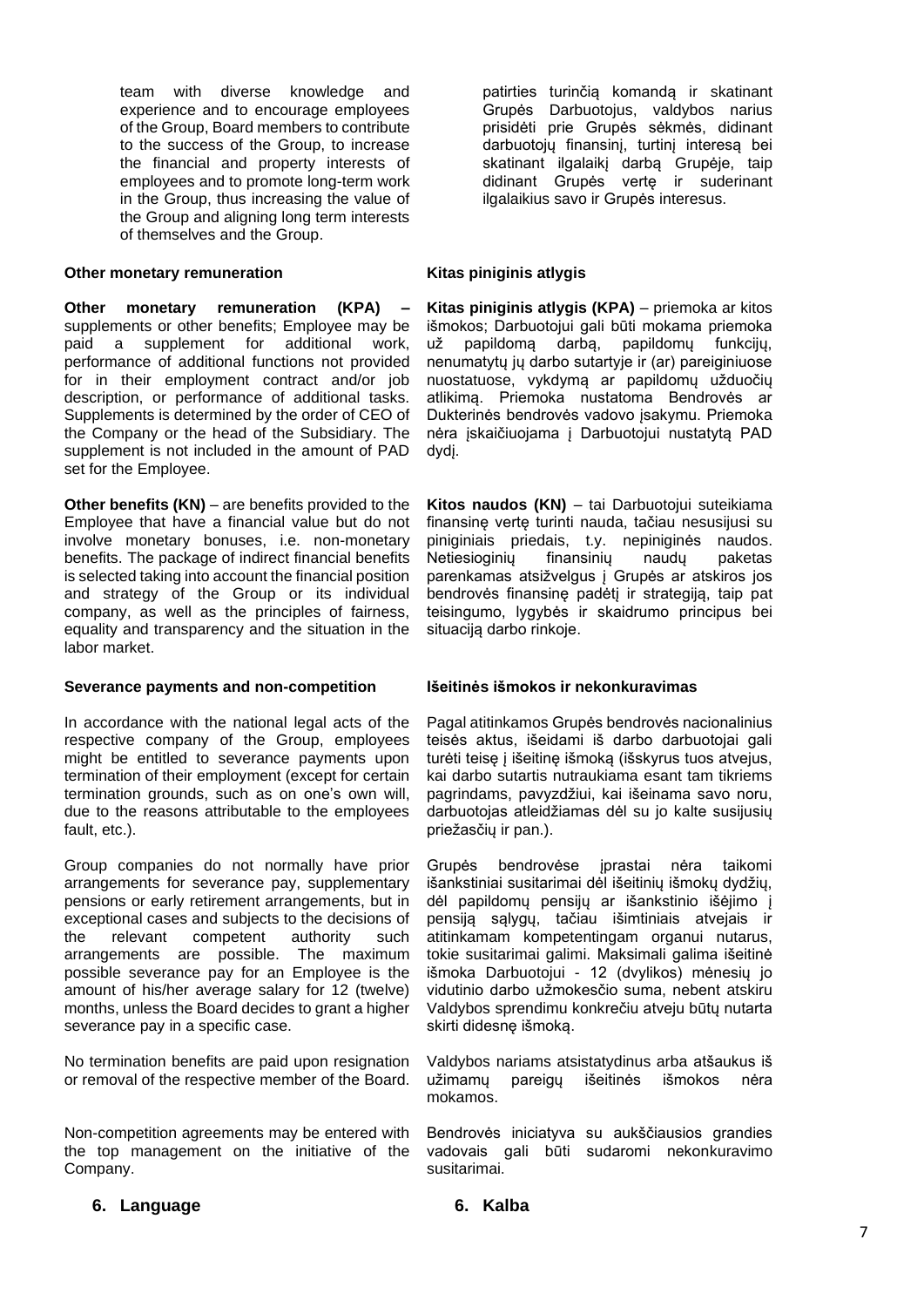team with diverse knowledge and experience and to encourage employees of the Group, Board members to contribute to the success of the Group, to increase the financial and property interests of employees and to promote long-term work in the Group, thus increasing the value of the Group and aligning long term interests of themselves and the Group.

patirties turinčią komandą ir skatinant Grupės Darbuotojus, valdybos narius prisidėti prie Grupės sėkmės, didinant darbuotojų finansinį, turtinį interesą bei skatinant ilgalaikį darbą Grupėje, taip didinant Grupės vertę ir suderinant ilgalaikius savo ir Grupės interesus.

**Other monetary remuneration**

**Other monetary remuneration (KPA) –** supplements or other benefits; Employee may be paid a supplement for additional work, performance of additional functions not provided for in their employment contract and/or job description, or performance of additional tasks. Supplements is determined by the order of CEO of the Company or the head of the Subsidiary. The supplement is not included in the amount of PAD set for the Employee.

**Other benefits (KN)** – are benefits provided to the Employee that have a financial value but do not involve monetary bonuses, i.e. non-monetary benefits. The package of indirect financial benefits is selected taking into account the financial position and strategy of the Group or its individual company, as well as the principles of fairness, equality and transparency and the situation in the labor market.

**Kitas piniginis atlygis**

**Kitas piniginis atlygis (KPA)** – priemoka ar kitos išmokos; Darbuotojui gali būti mokama priemoka už papildomą darbą, papildomų funkcijų, nenumatytų jų darbo sutartyje ir (ar) pareiginiuose nuostatuose, vykdymą ar papildomų užduočių atlikimą. Priemoka nustatoma Bendrovės ar Dukterinės bendrovės vadovo įsakymu. Priemoka nėra įskaičiuojama į Darbuotojui nustatytą PAD dydį.

**Kitos naudos (KN)** – tai Darbuotojui suteikiama finansinę vertę turinti nauda, tačiau nesusijusi su piniginiais priedais, t.y. nepiniginės naudos. Netiesioginių finansinių naudų paketas parenkamas atsižvelgus į Grupės ar atskiros jos bendrovės finansinę padėtį ir strategiją, taip pat teisingumo, lygybės ir skaidrumo principus bei situaciją darbo rinkoje.

**Severance payments and non-competition**

In accordance with the national legal acts of the respective company of the Group, employees might be entitled to severance payments upon termination of their employment (except for certain termination grounds, such as on one's own will, due to the reasons attributable to the employees fault, etc.).

Group companies do not normally have prior arrangements for severance pay, supplementary pensions or early retirement arrangements, but in exceptional cases and subjects to the decisions of the relevant competent authority such arrangements are possible. The maximum possible severance pay for an Employee is the amount of his/her average salary for 12 (twelve) months, unless the Board decides to grant a higher severance pay in a specific case.

No termination benefits are paid upon resignation or removal of the respective member of the Board.

Non-competition agreements may be entered with the top management on the initiative of the Company.

**Išeitinės išmokos ir nekonkuravimas**

Pagal atitinkamos Grupės bendrovės nacionalinius teisės aktus, išeidami iš darbo darbuotojai gali turėti teisę į išeitinę išmoką (išskyrus tuos atvejus, kai darbo sutartis nutraukiama esant tam tikriems pagrindams, pavyzdžiui, kai išeinama savo noru, darbuotojas atleidžiamas dėl su jo kalte susijusių priežasčių ir pan.).

Grupės bendrovėse įprastai nėra taikomi išankstiniai susitarimai dėl išeitinių išmokų dydžių, dėl papildomų pensijų ar išankstinio išėjimo į pensiją sąlygų, tačiau išimtiniais atvejais ir atitinkamam kompetentingam organui nutarus, tokie susitarimai galimi. Maksimali galima išeitinė išmoka Darbuotojui - 12 (dvylikos) mėnesių jo vidutinio darbo užmokesčio suma, nebent atskiru Valdybos sprendimu konkrečiu atveju būtų nutarta skirti didesnę išmoką.

Valdybos nariams atsistatydinus arba atšaukus iš užimamų pareigų išeitinės išmokos nėra mokamos.

Bendrovės iniciatyva su aukščiausios grandies vadovais gali būti sudaromi nekonkuravimo susitarimai.

## 6. Language

## 6. Kalba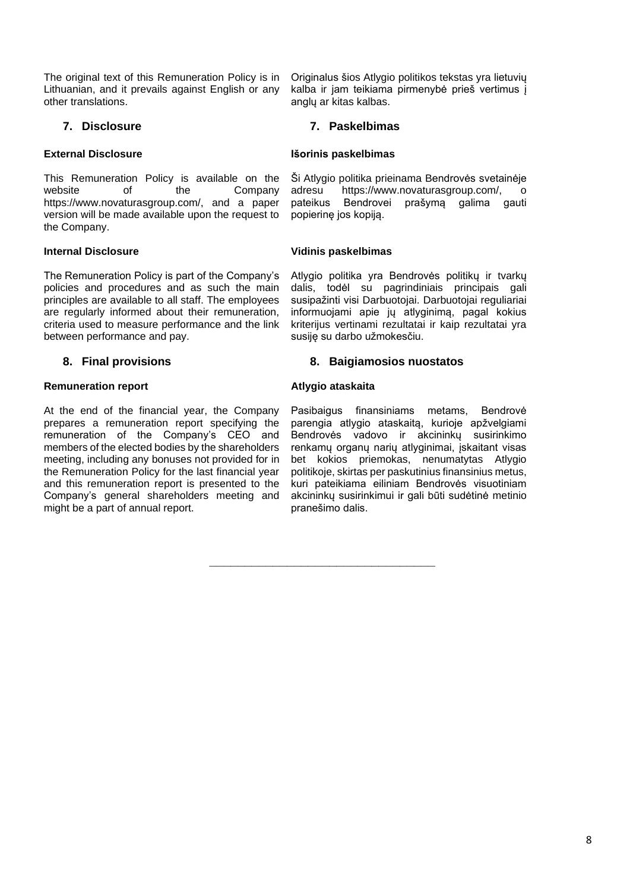The original text of this Remuneration Policy is in Lithuanian, and it prevails against English or any other translations.

Originalus šios Atlygio politikos tekstas yra lietuvių kalba ir jam teikiama pirmenybė prieš vertimus į anglų ar kitas kalbas.

## 7. Disclosure

### External Disclosure

This Remuneration Policy is available on the website of the Company https://www.novaturasgroup.com/, and a paper version will be made available upon the request to the Company.

### Internal Disclosure

The Remuneration Policy is part of the Company's policies and procedures and as such the main principles are available to all staff. The employees are regularly informed about their remuneration, criteria used to measure performance and the link between performance and pay.

## 7. Paskelbimas

### Išorinis paskelbimas

Ši Atlygio politika prieinama Bendrovės svetainėje adresu https://www.novaturasgroup.com/, o pateikus Bendrovei prašymą galima gauti popierinę jos kopiją.

### Vidinis paskelbimas

Atlygio politika yra Bendrovės politikų ir tvarkų dalis, todėl su pagrindiniais principais gali susipažinti visi Darbuotojai. Darbuotojai reguliariai informuojami apie jų atlyginimą, pagal kokius kriterijus vertinami rezultatai ir kaip rezultatai yra susiję su darbo užmokesčiu.

## 8. Final provisions

### Remuneration report

At the end of the financial year, the Company prepares a remuneration report specifying the remuneration of the Company's CEO and members of the elected bodies by the shareholders meeting, including any bonuses not provided for in the Remuneration Policy for the last financial year and this remuneration report is presented to the Company's general shareholders meeting and might be a part of annual report.

## 8. Baigiamosios nuostatos

### Atlygio ataskaita

Pasibaigus finansiniams metams, Bendrovė parengia atlygio ataskaitą, kurioje apžvelgiami Bendrovės vadovo ir akcininkų susirinkimo renkamų organų narių atlyginimai, įskaitant visas bet kokias priemokas, nenumatytas Atlygio politikoje, skirtas per paskutinius finansinius metus, kuri pateikiama eiliniam Bendrovės visuotiniam akcininkų susirinkimui ir gali būti sudėtinė metinio pranešimo dalis.

\_\_\_\_\_\_\_\_\_\_\_\_\_\_\_\_\_\_\_\_\_\_\_\_\_\_\_\_\_\_\_\_\_\_\_\_\_\_\_\_